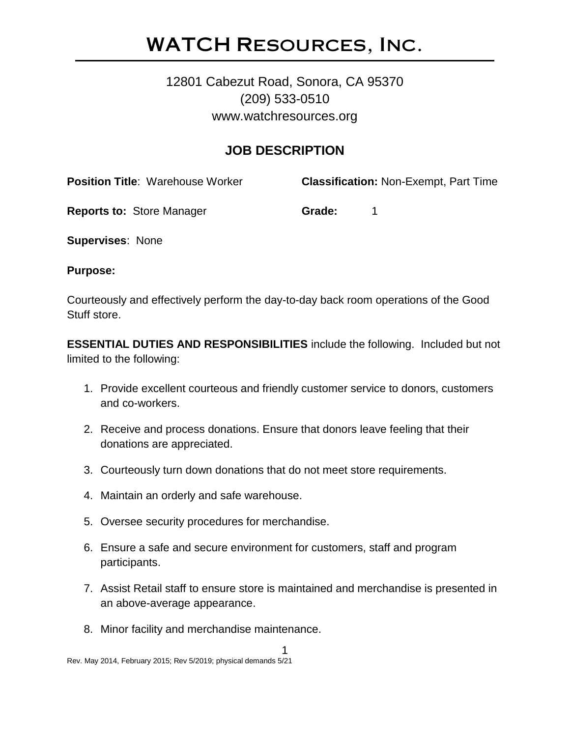# WATCH Resources, Inc.

12801 Cabezut Road, Sonora, CA 95370
(209) 533-0510
www.watchresources.org

## JOB DESCRIPTION

**Position Title**: Warehouse Worker

**Classification:** Non-Exempt, Part Time

**Reports to:** Store Manager

**Grade:** 1

**Supervises**: None

**Purpose:**

Courteously and effectively perform the day-to-day back room operations of the Good Stuff store.

**ESSENTIAL DUTIES AND RESPONSIBILITIES** include the following. Included but not limited to the following:

1. Provide excellent courteous and friendly customer service to donors, customers and co-workers.
2. Receive and process donations. Ensure that donors leave feeling that their donations are appreciated.
3. Courteously turn down donations that do not meet store requirements.
4. Maintain an orderly and safe warehouse.
5. Oversee security procedures for merchandise.
6. Ensure a safe and secure environment for customers, staff and program participants.
7. Assist Retail staff to ensure store is maintained and merchandise is presented in an above-average appearance.
8. Minor facility and merchandise maintenance.

Rev. May 2014, February 2015; Rev 5/2019; physical demands 5/21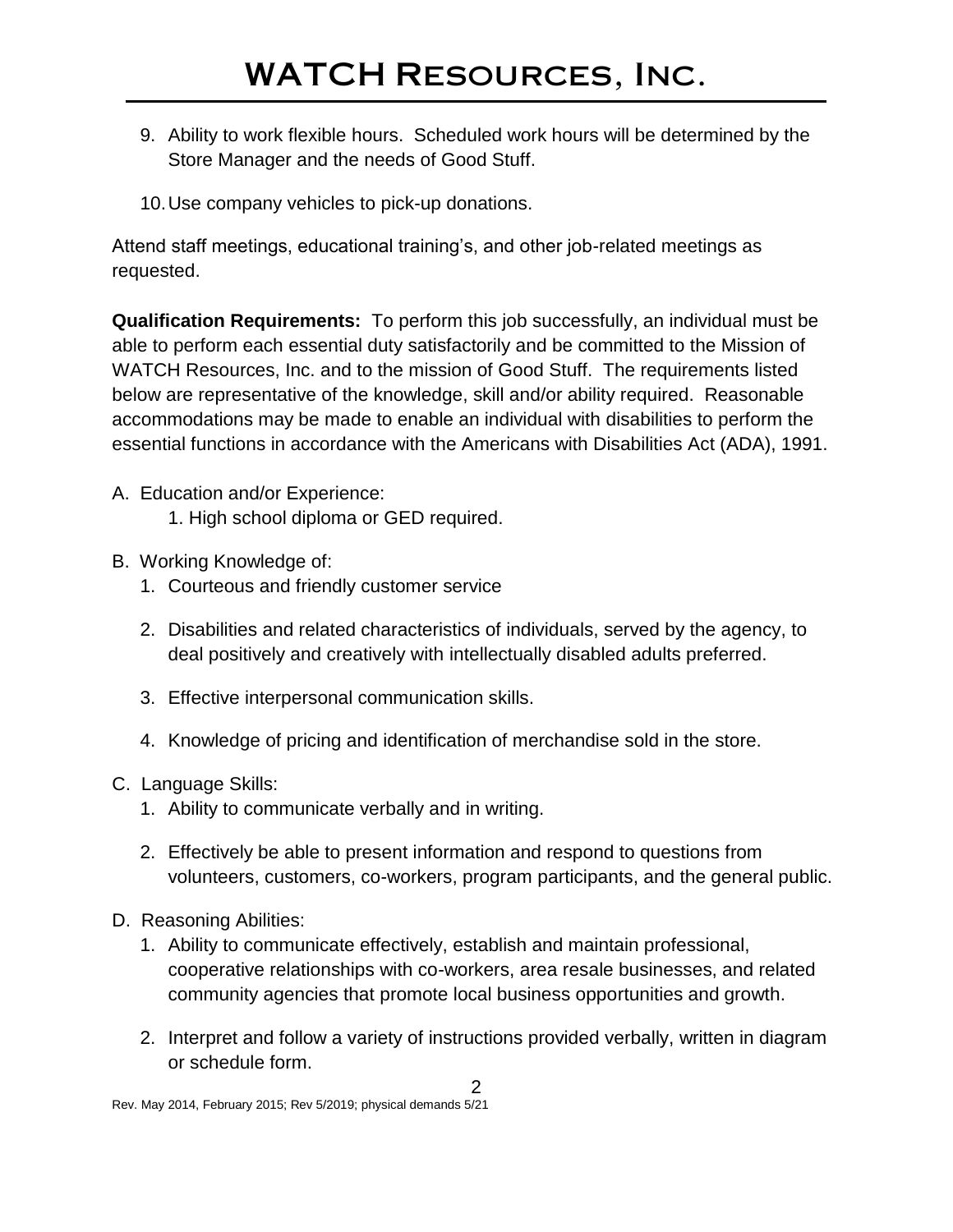9. Ability to work flexible hours. Scheduled work hours will be determined by the Store Manager and the needs of Good Stuff.

10. Use company vehicles to pick-up donations.

Attend staff meetings, educational training's, and other job-related meetings as requested.

**Qualification Requirements:** To perform this job successfully, an individual must be able to perform each essential duty satisfactorily and be committed to the Mission of WATCH Resources, Inc. and to the mission of Good Stuff. The requirements listed below are representative of the knowledge, skill and/or ability required. Reasonable accommodations may be made to enable an individual with disabilities to perform the essential functions in accordance with the Americans with Disabilities Act (ADA), 1991.

A. Education and/or Experience:
   1. High school diploma or GED required.

B. Working Knowledge of:
   1. Courteous and friendly customer service
   2. Disabilities and related characteristics of individuals, served by the agency, to deal positively and creatively with intellectually disabled adults preferred.
   3. Effective interpersonal communication skills.
   4. Knowledge of pricing and identification of merchandise sold in the store.

C. Language Skills:
   1. Ability to communicate verbally and in writing.
   2. Effectively be able to present information and respond to questions from volunteers, customers, co-workers, program participants, and the general public.

D. Reasoning Abilities:
   1. Ability to communicate effectively, establish and maintain professional, cooperative relationships with co-workers, area resale businesses, and related community agencies that promote local business opportunities and growth.
   2. Interpret and follow a variety of instructions provided verbally, written in diagram or schedule form.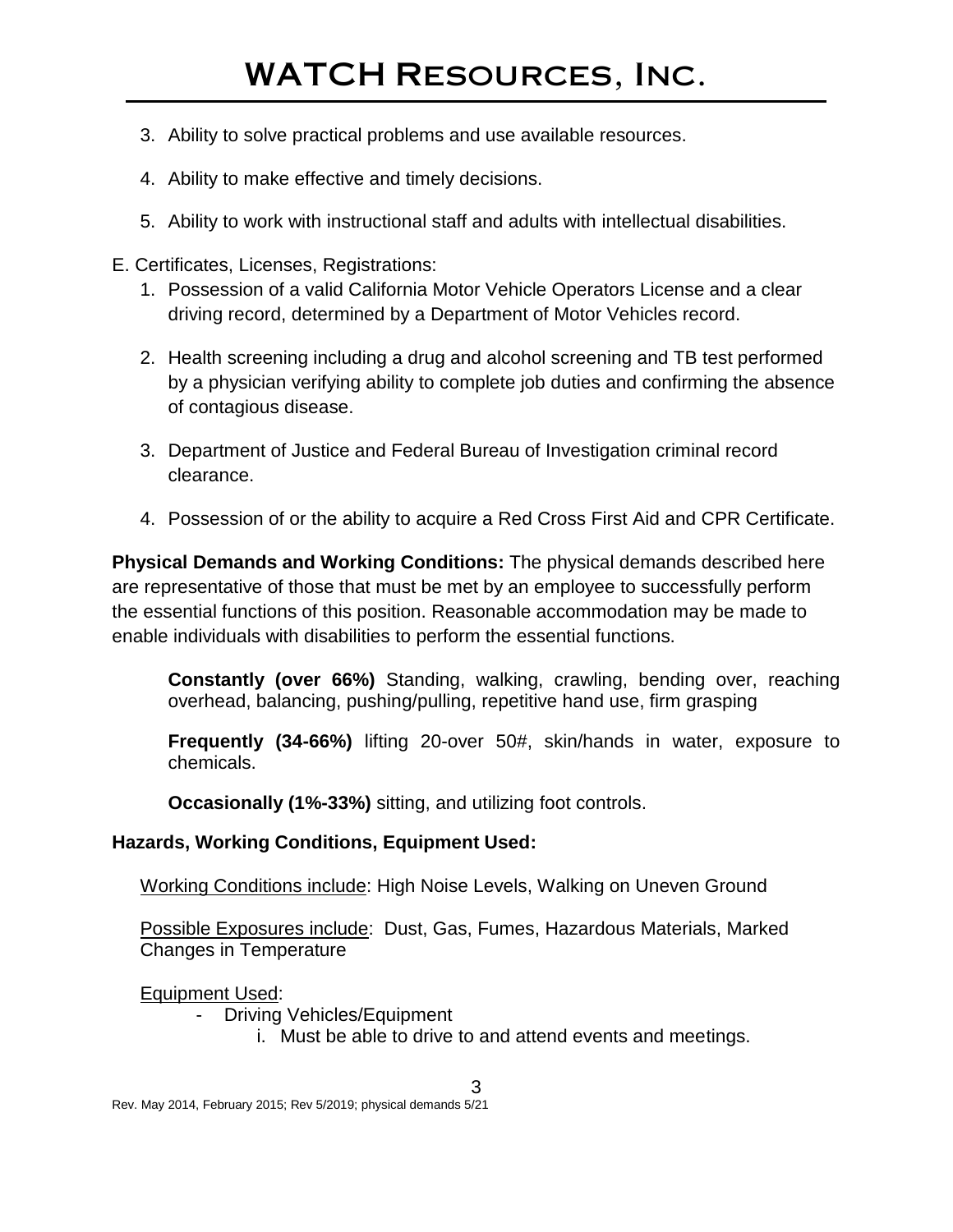3. Ability to solve practical problems and use available resources.

4. Ability to make effective and timely decisions.

5. Ability to work with instructional staff and adults with intellectual disabilities.

E. Certificates, Licenses, Registrations:

1. Possession of a valid California Motor Vehicle Operators License and a clear driving record, determined by a Department of Motor Vehicles record.

2. Health screening including a drug and alcohol screening and TB test performed by a physician verifying ability to complete job duties and confirming the absence of contagious disease.

3. Department of Justice and Federal Bureau of Investigation criminal record clearance.

4. Possession of or the ability to acquire a Red Cross First Aid and CPR Certificate.

**Physical Demands and Working Conditions:** The physical demands described here are representative of those that must be met by an employee to successfully perform the essential functions of this position. Reasonable accommodation may be made to enable individuals with disabilities to perform the essential functions.

**Constantly (over 66%)** Standing, walking, crawling, bending over, reaching overhead, balancing, pushing/pulling, repetitive hand use, firm grasping

**Frequently (34-66%)** lifting 20-over 50#, skin/hands in water, exposure to chemicals.

**Occasionally (1%-33%)** sitting, and utilizing foot controls.

**Hazards, Working Conditions, Equipment Used:**

Working Conditions include: High Noise Levels, Walking on Uneven Ground

Possible Exposures include: Dust, Gas, Fumes, Hazardous Materials, Marked Changes in Temperature

Equipment Used:

- Driving Vehicles/Equipment
    i. Must be able to drive to and attend events and meetings.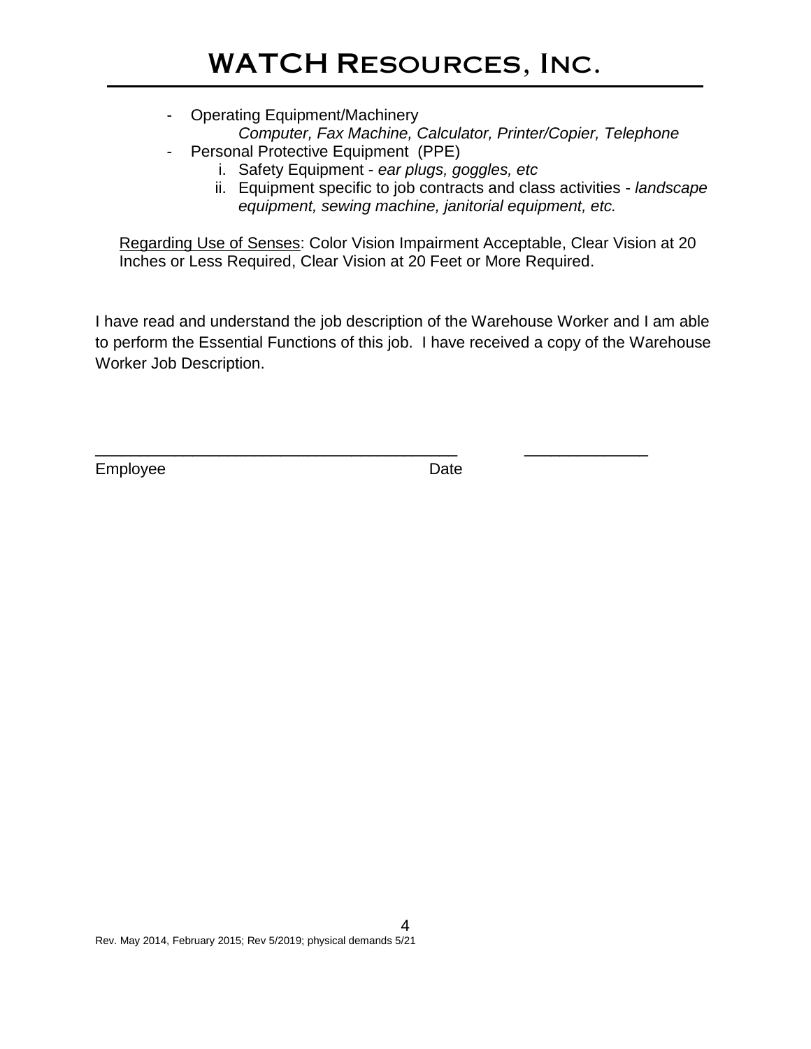- Operating Equipment/Machinery
  *Computer, Fax Machine, Calculator, Printer/Copier, Telephone*
- Personal Protective Equipment (PPE)
  i. Safety Equipment - *ear plugs, goggles, etc*
  ii. Equipment specific to job contracts and class activities - *landscape equipment, sewing machine, janitorial equipment, etc.*

<u>Regarding Use of Senses</u>: Color Vision Impairment Acceptable, Clear Vision at 20 Inches or Less Required, Clear Vision at 20 Feet or More Required.

I have read and understand the job description of the Warehouse Worker and I am able to perform the Essential Functions of this job. I have received a copy of the Warehouse Worker Job Description.

\_\_\_\_\_\_\_\_\_\_\_\_\_\_\_\_\_\_\_\_\_\_\_\_\_\_\_\_\_\_\_\_\_\_\_\_\_\_\_\_\_\_ \_\_\_\_\_\_\_\_\_\_\_\_\_\_\_

Employee Date

Rev. May 2014, February 2015; Rev 5/2019; physical demands 5/21